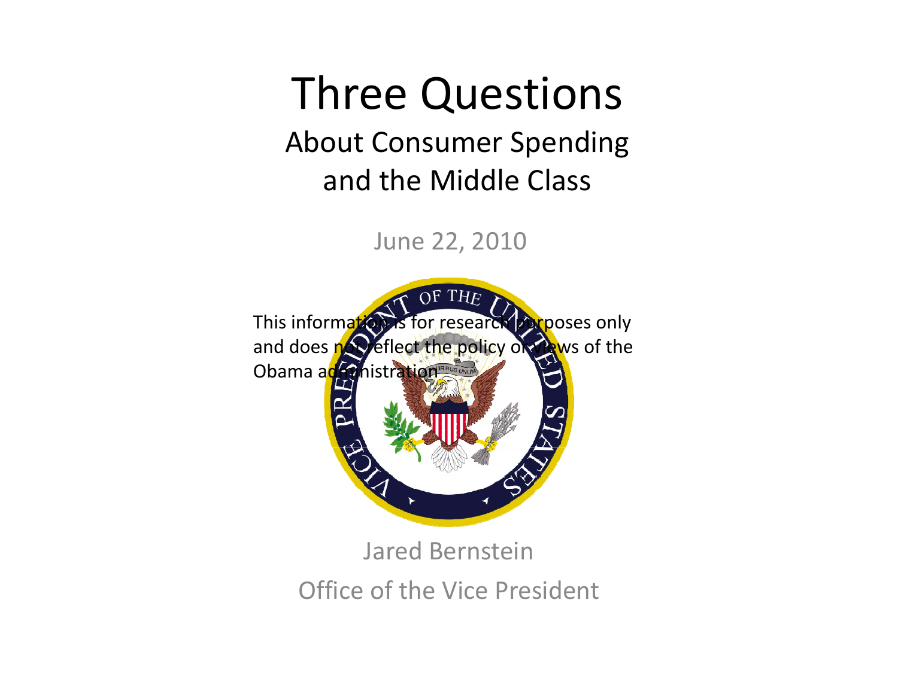# Three Questions

## About Consumer Spending and the Middle Class

June 22, 2010

This information is for research purposes only and does not reflect the policy or views of the Obama administration

Jared Bernstein

Office of the Vice President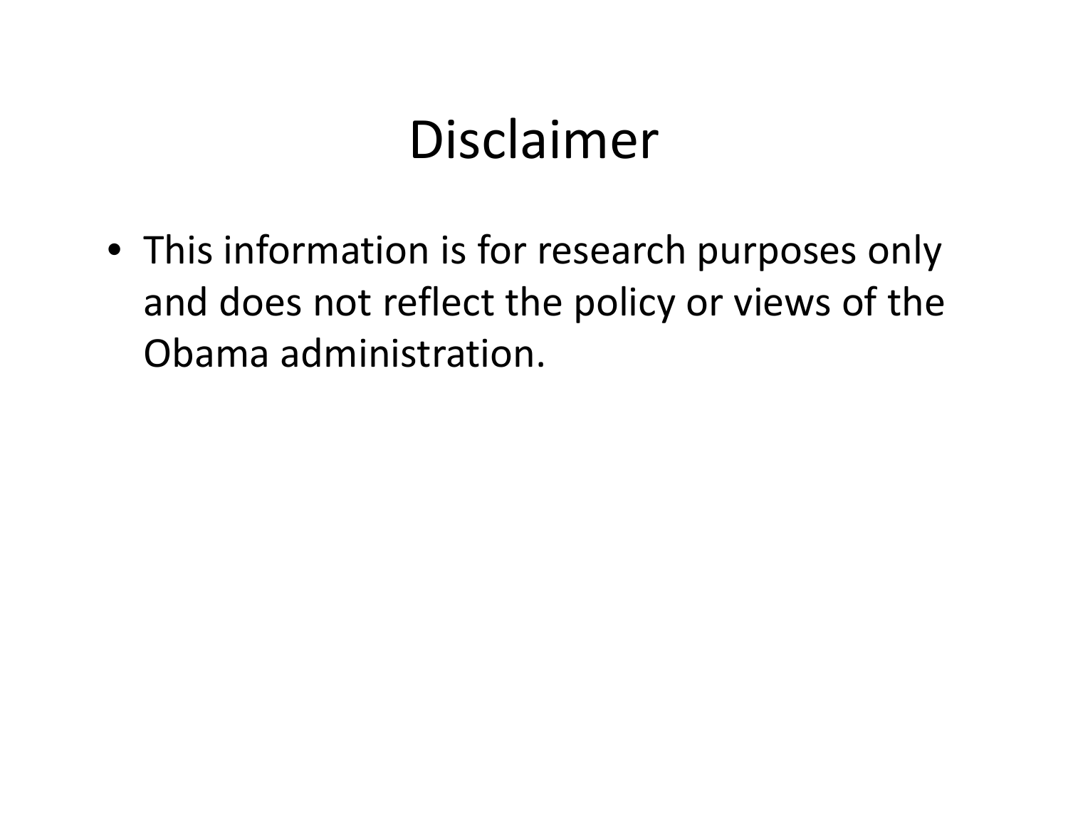# Disclaimer

- This information is for research purposes only and does not reflect the policy or views of the Obama administration.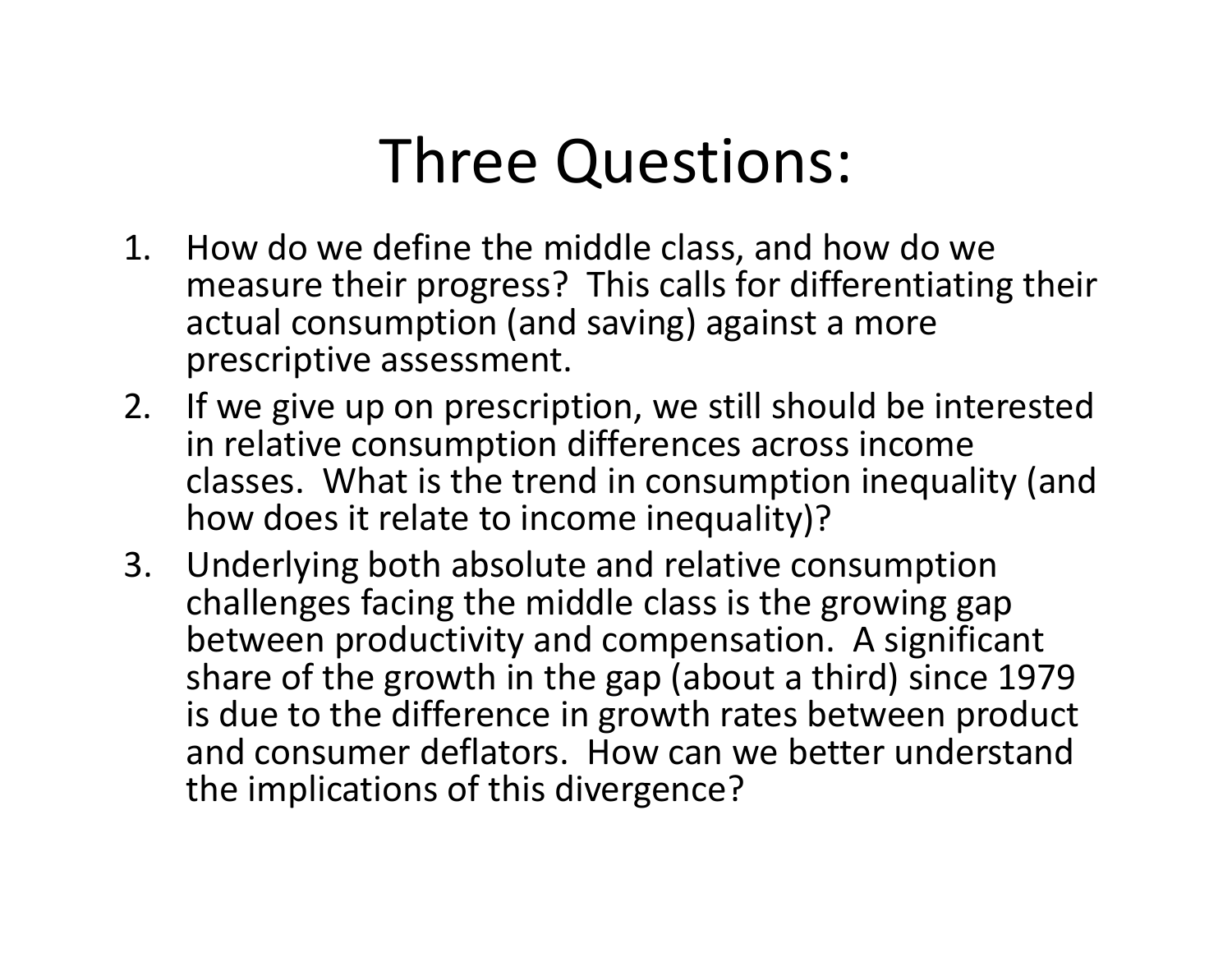# Three Questions:

1. How do we define the middle class, and how do we measure their progress? This calls for differentiating their actual consumption (and saving) against a more prescriptive assessment.
2. If we give up on prescription, we still should be interested in relative consumption differences across income classes. What is the trend in consumption inequality (and how does it relate to income inequality)?
3. Underlying both absolute and relative consumption challenges facing the middle class is the growing gap between productivity and compensation. A significant share of the growth in the gap (about a third) since 1979 is due to the difference in growth rates between product and consumer deflators. How can we better understand the implications of this divergence?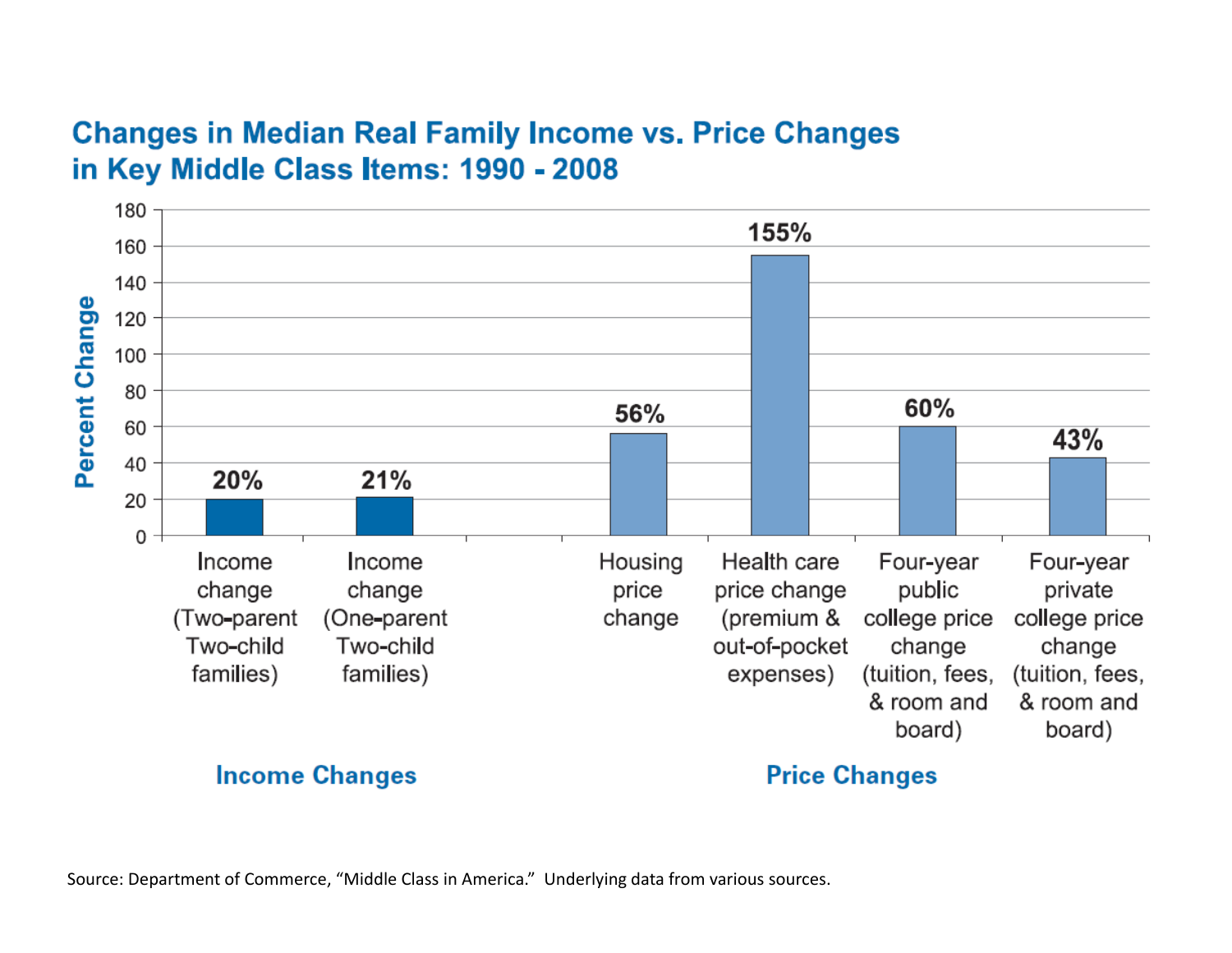## Changes in Median Real Family Income vs. Price Changes in Key Middle Class Items: 1990 - 2008

| Category | Item | Percent Change |
|---|---|---|
| Income Changes | Income change (Two-parent Two-child families) | 20% |
| Income Changes | Income change (One-parent Two-child families) | 21% |
| Price Changes | Housing price change | 56% |
| Price Changes | Health care price change (premium & out-of-pocket expenses) | 155% |
| Price Changes | Four-year public college price change (tuition, fees, & room and board) | 60% |
| Price Changes | Four-year private college price change (tuition, fees, & room and board) | 43% |

Source: Department of Commerce, "Middle Class in America." Underlying data from various sources.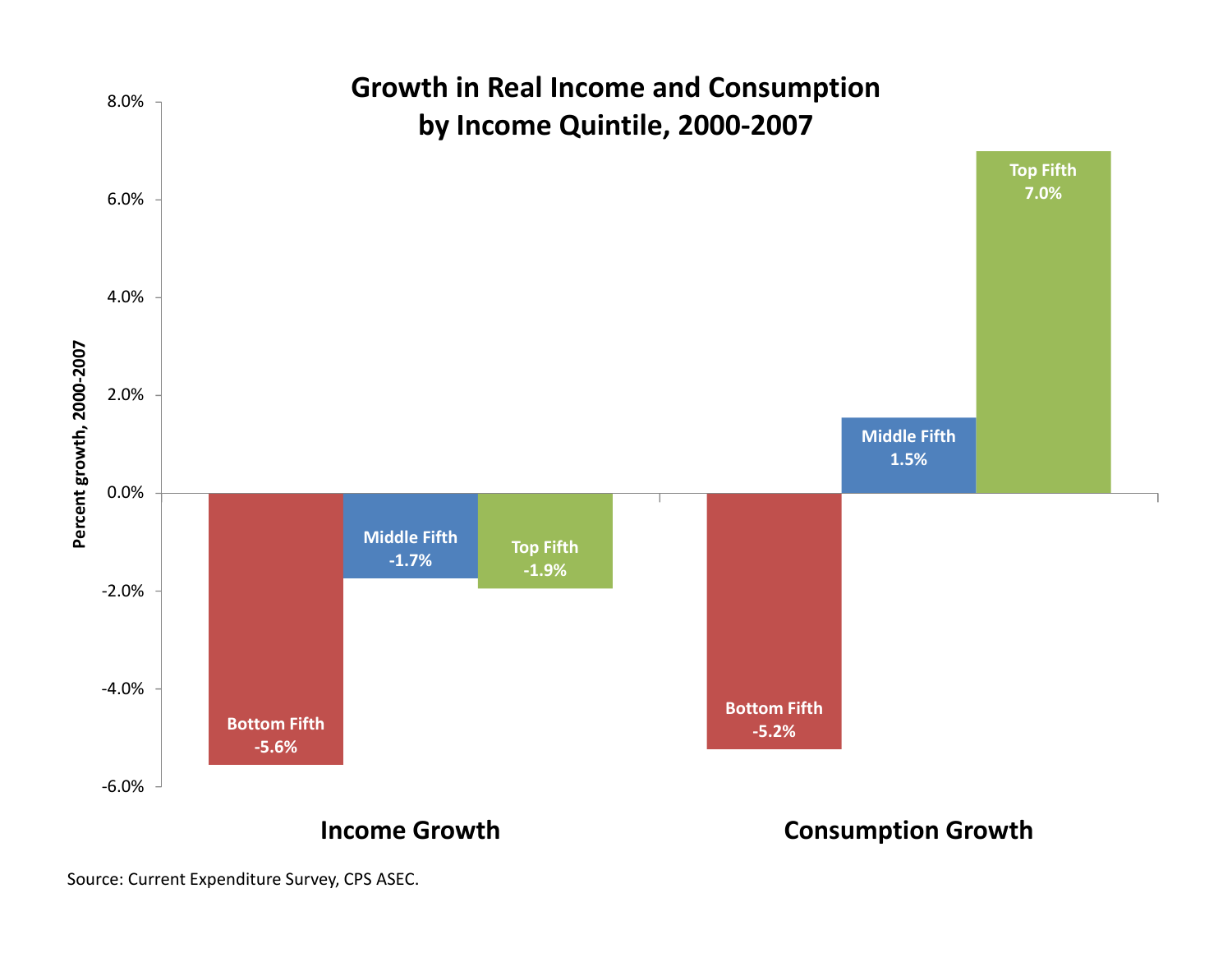# Growth in Real Income and Consumption by Income Quintile, 2000-2007

| | Bottom Fifth | Middle Fifth | Top Fifth |
|---|---|---|---|
| Income Growth | -5.6% | -1.7% | -1.9% |
| Consumption Growth | -5.2% | 1.5% | 7.0% |

Percent growth, 2000-2007

Source: Current Expenditure Survey, CPS ASEC.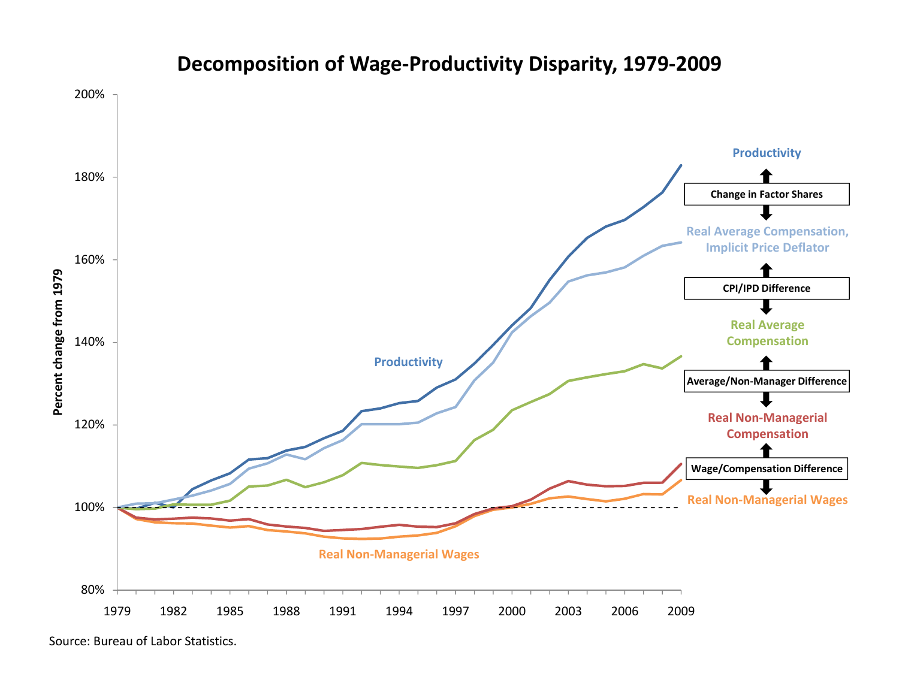# Decomposition of Wage-Productivity Disparity, 1979-2009

Percent change from 1979

Productivity

Change in Factor Shares

Real Average Compensation, Implicit Price Deflator

CPI/IPD Difference

Real Average Compensation

Average/Non-Manager Difference

Real Non-Managerial Compensation

Wage/Compensation Difference

Real Non-Managerial Wages

Source: Bureau of Labor Statistics.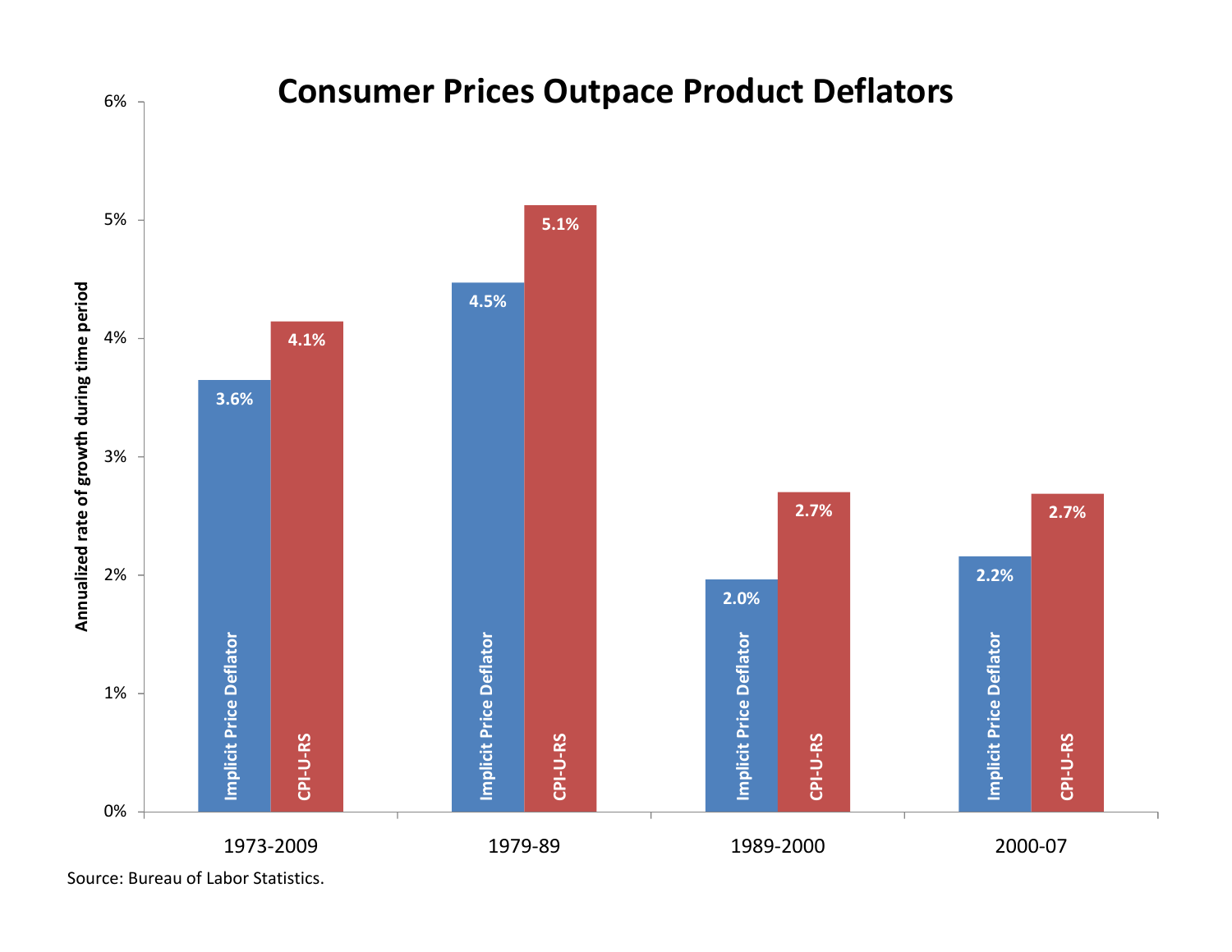# Consumer Prices Outpace Product Deflators

Annualized rate of growth during time period

6%
5%
4%
3%
2%
1%
0%

1973-2009
Implicit Price Deflator 3.6%
CPI-U-RS 4.1%

1979-89
Implicit Price Deflator 4.5%
CPI-U-RS 5.1%

1989-2000
Implicit Price Deflator 2.0%
CPI-U-RS 2.7%

2000-07
Implicit Price Deflator 2.2%
CPI-U-RS 2.7%

Source: Bureau of Labor Statistics.